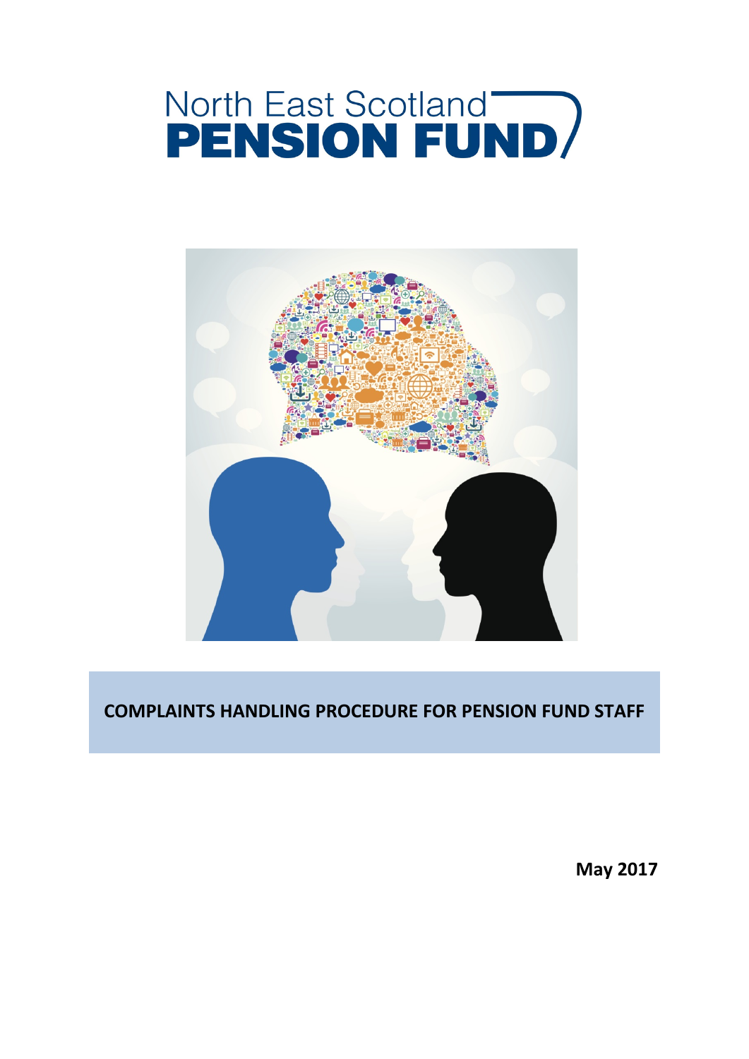# North East Scotland PENSION FUND

**COMPLAINTS HANDLING PROCEDURE FOR PENSION FUND STAFF**

**May 2017**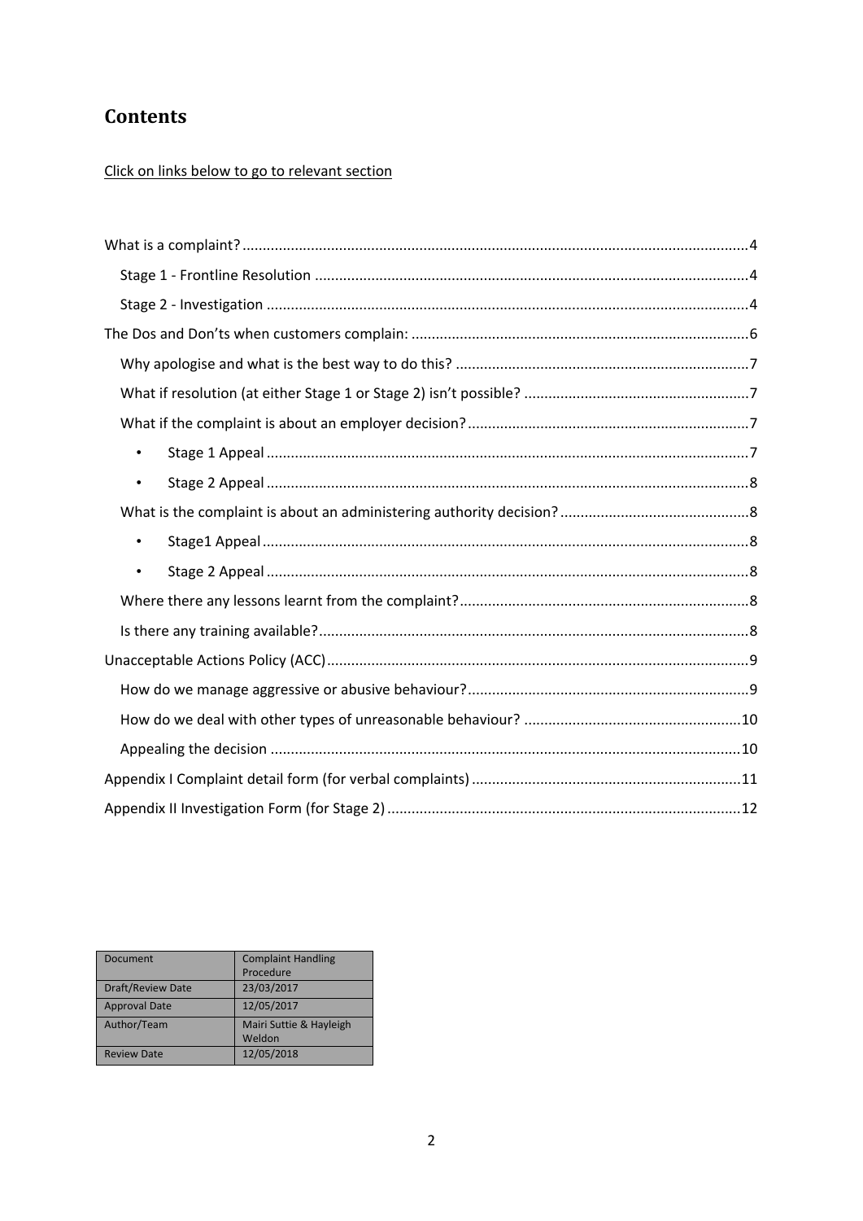# Contents

Click on links below to go to relevant section

- What is a complaint? ....................4
  - Stage 1 - Frontline Resolution ....................4
  - Stage 2 - Investigation ....................4
- The Dos and Don'ts when customers complain: ....................6
  - Why apologise and what is the best way to do this? ....................7
  - What if resolution (at either Stage 1 or Stage 2) isn't possible? ....................7
  - What if the complaint is about an employer decision? ....................7
    - Stage 1 Appeal ....................7
    - Stage 2 Appeal ....................8
  - What is the complaint is about an administering authority decision? ....................8
    - Stage1 Appeal ....................8
    - Stage 2 Appeal ....................8
  - Where there any lessons learnt from the complaint? ....................8
  - Is there any training available? ....................8
- Unacceptable Actions Policy (ACC) ....................9
  - How do we manage aggressive or abusive behaviour? ....................9
  - How do we deal with other types of unreasonable behaviour? ....................10
  - Appealing the decision ....................10
- Appendix I Complaint detail form (for verbal complaints) ....................11
- Appendix II Investigation Form (for Stage 2) ....................12

| Document | Complaint Handling Procedure |
| --- | --- |
| Draft/Review Date | 23/03/2017 |
| Approval Date | 12/05/2017 |
| Author/Team | Mairi Suttie & Hayleigh Weldon |
| Review Date | 12/05/2018 |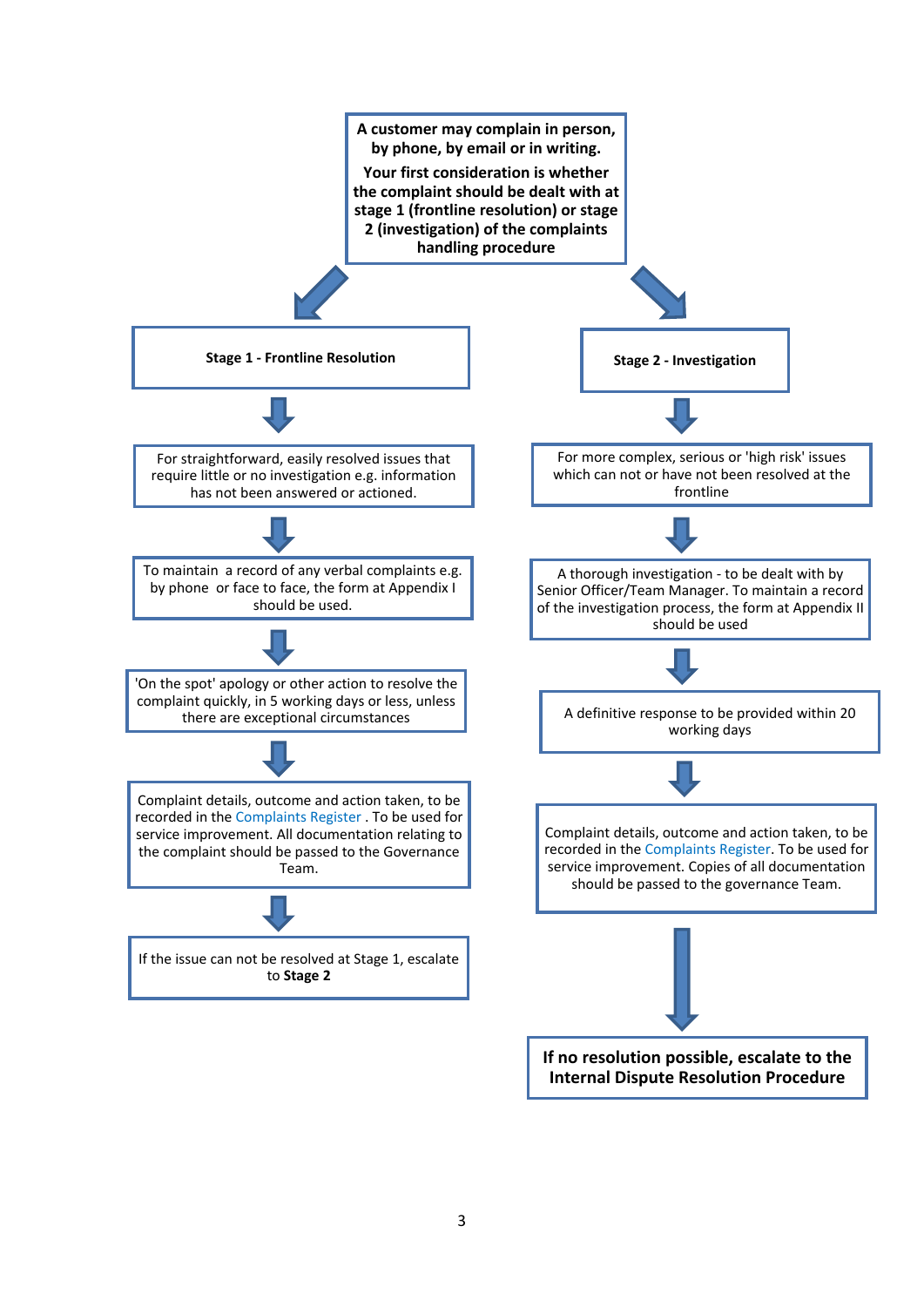**A customer may complain in person, by phone, by email or in writing.**

**Your first consideration is whether the complaint should be dealt with at stage 1 (frontline resolution) or stage 2 (investigation) of the complaints handling procedure**

## Stage 1 - Frontline Resolution

For straightforward, easily resolved issues that require little or no investigation e.g. information has not been answered or actioned.

To maintain a record of any verbal complaints e.g. by phone or face to face, the form at Appendix I should be used.

'On the spot' apology or other action to resolve the complaint quickly, in 5 working days or less, unless there are exceptional circumstances

Complaint details, outcome and action taken, to be recorded in the Complaints Register . To be used for service improvement. All documentation relating to the complaint should be passed to the Governance Team.

If the issue can not be resolved at Stage 1, escalate to **Stage 2**

## Stage 2 - Investigation

For more complex, serious or 'high risk' issues which can not or have not been resolved at the frontline

A thorough investigation - to be dealt with by Senior Officer/Team Manager. To maintain a record of the investigation process, the form at Appendix II should be used

A definitive response to be provided within 20 working days

Complaint details, outcome and action taken, to be recorded in the Complaints Register. To be used for service improvement. Copies of all documentation should be passed to the governance Team.

**If no resolution possible, escalate to the Internal Dispute Resolution Procedure**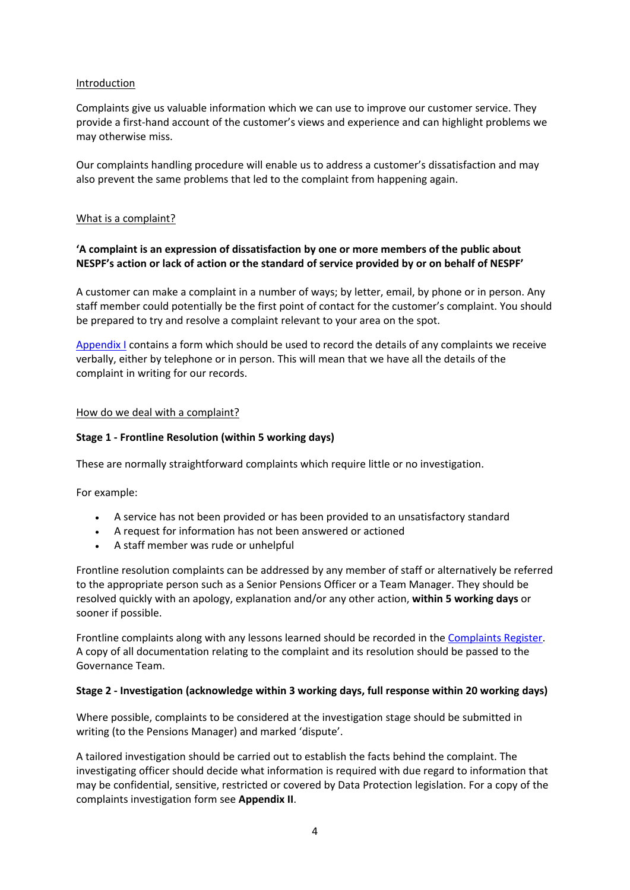## Introduction

Complaints give us valuable information which we can use to improve our customer service. They provide a first-hand account of the customer's views and experience and can highlight problems we may otherwise miss.

Our complaints handling procedure will enable us to address a customer's dissatisfaction and may also prevent the same problems that led to the complaint from happening again.

## What is a complaint?

**'A complaint is an expression of dissatisfaction by one or more members of the public about NESPF's action or lack of action or the standard of service provided by or on behalf of NESPF'**

A customer can make a complaint in a number of ways; by letter, email, by phone or in person. Any staff member could potentially be the first point of contact for the customer's complaint. You should be prepared to try and resolve a complaint relevant to your area on the spot.

Appendix I contains a form which should be used to record the details of any complaints we receive verbally, either by telephone or in person. This will mean that we have all the details of the complaint in writing for our records.

## How do we deal with a complaint?

### Stage 1 - Frontline Resolution (within 5 working days)

These are normally straightforward complaints which require little or no investigation.

For example:

- A service has not been provided or has been provided to an unsatisfactory standard
- A request for information has not been answered or actioned
- A staff member was rude or unhelpful

Frontline resolution complaints can be addressed by any member of staff or alternatively be referred to the appropriate person such as a Senior Pensions Officer or a Team Manager. They should be resolved quickly with an apology, explanation and/or any other action, **within 5 working days** or sooner if possible.

Frontline complaints along with any lessons learned should be recorded in the Complaints Register. A copy of all documentation relating to the complaint and its resolution should be passed to the Governance Team.

### Stage 2 - Investigation (acknowledge within 3 working days, full response within 20 working days)

Where possible, complaints to be considered at the investigation stage should be submitted in writing (to the Pensions Manager) and marked 'dispute'.

A tailored investigation should be carried out to establish the facts behind the complaint. The investigating officer should decide what information is required with due regard to information that may be confidential, sensitive, restricted or covered by Data Protection legislation. For a copy of the complaints investigation form see **Appendix II**.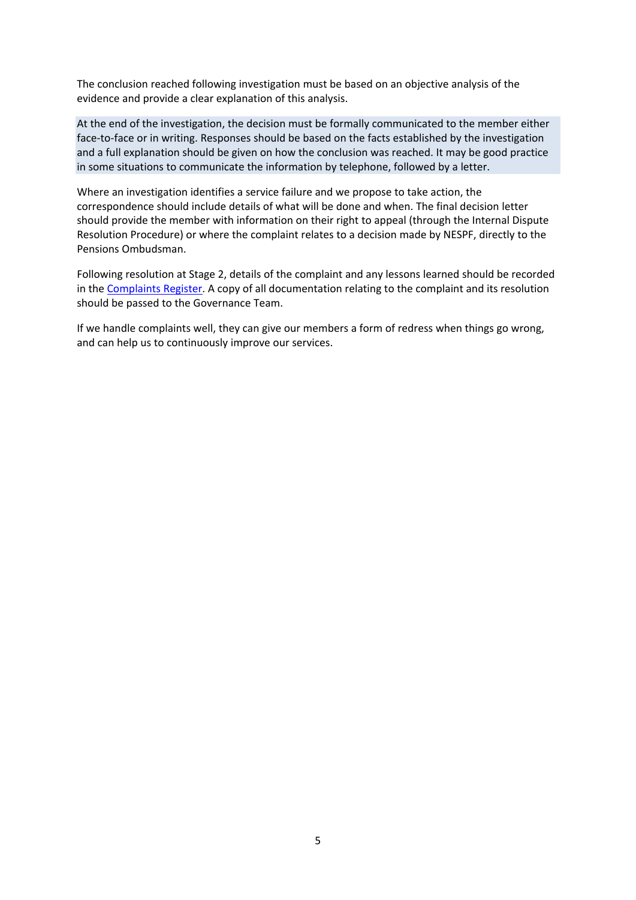The conclusion reached following investigation must be based on an objective analysis of the evidence and provide a clear explanation of this analysis.

At the end of the investigation, the decision must be formally communicated to the member either face-to-face or in writing. Responses should be based on the facts established by the investigation and a full explanation should be given on how the conclusion was reached. It may be good practice in some situations to communicate the information by telephone, followed by a letter.

Where an investigation identifies a service failure and we propose to take action, the correspondence should include details of what will be done and when. The final decision letter should provide the member with information on their right to appeal (through the Internal Dispute Resolution Procedure) or where the complaint relates to a decision made by NESPF, directly to the Pensions Ombudsman.

Following resolution at Stage 2, details of the complaint and any lessons learned should be recorded in the Complaints Register. A copy of all documentation relating to the complaint and its resolution should be passed to the Governance Team.

If we handle complaints well, they can give our members a form of redress when things go wrong, and can help us to continuously improve our services.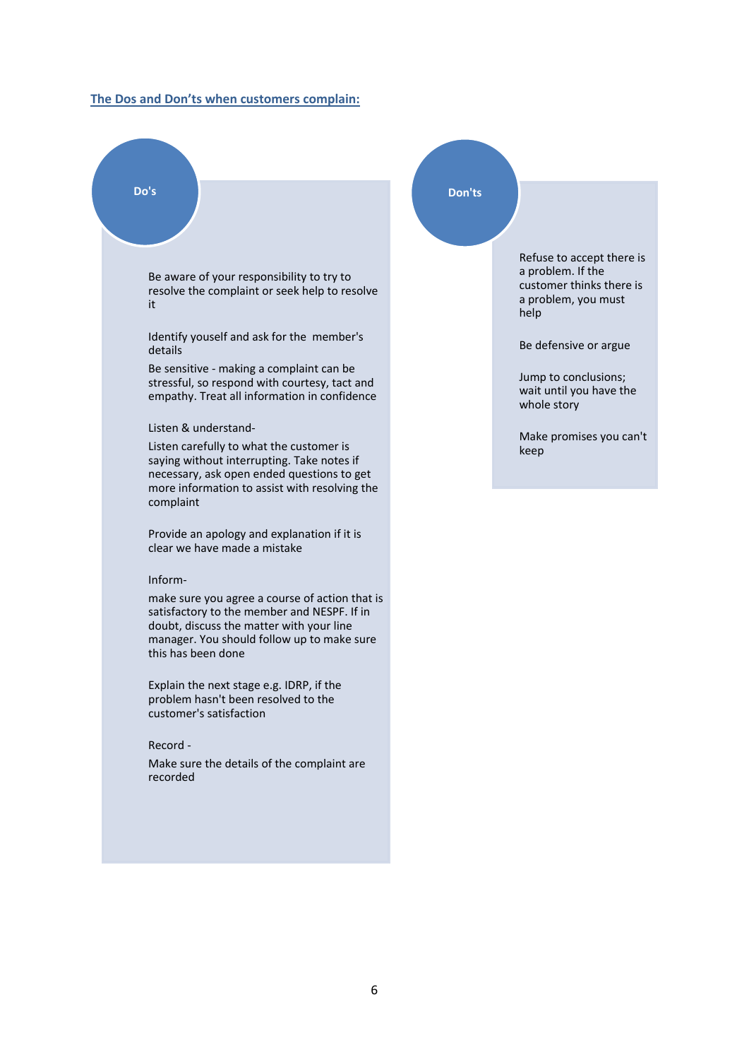## The Dos and Don'ts when customers complain:

### Do's

Be aware of your responsibility to try to resolve the complaint or seek help to resolve it

Identify youself and ask for the member's details

Be sensitive - making a complaint can be stressful, so respond with courtesy, tact and empathy. Treat all information in confidence

Listen & understand-

Listen carefully to what the customer is saying without interrupting. Take notes if necessary, ask open ended questions to get more information to assist with resolving the complaint

Provide an apology and explanation if it is clear we have made a mistake

Inform-

make sure you agree a course of action that is satisfactory to the member and NESPF. If in doubt, discuss the matter with your line manager. You should follow up to make sure this has been done

Explain the next stage e.g. IDRP, if the problem hasn't been resolved to the customer's satisfaction

Record -

Make sure the details of the complaint are recorded

### Don'ts

Refuse to accept there is a problem. If the customer thinks there is a problem, you must help

Be defensive or argue

Jump to conclusions; wait until you have the whole story

Make promises you can't keep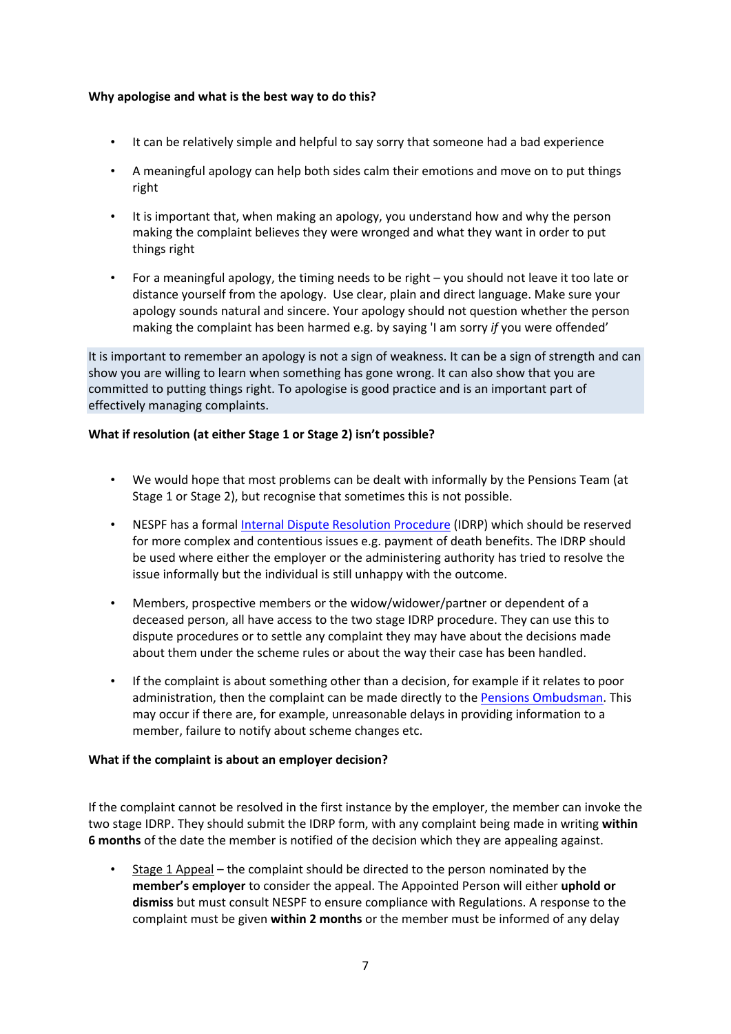**Why apologise and what is the best way to do this?**

- It can be relatively simple and helpful to say sorry that someone had a bad experience
- A meaningful apology can help both sides calm their emotions and move on to put things right
- It is important that, when making an apology, you understand how and why the person making the complaint believes they were wronged and what they want in order to put things right
- For a meaningful apology, the timing needs to be right – you should not leave it too late or distance yourself from the apology. Use clear, plain and direct language. Make sure your apology sounds natural and sincere. Your apology should not question whether the person making the complaint has been harmed e.g. by saying 'I am sorry *if* you were offended'

It is important to remember an apology is not a sign of weakness. It can be a sign of strength and can show you are willing to learn when something has gone wrong. It can also show that you are committed to putting things right. To apologise is good practice and is an important part of effectively managing complaints.

**What if resolution (at either Stage 1 or Stage 2) isn't possible?**

- We would hope that most problems can be dealt with informally by the Pensions Team (at Stage 1 or Stage 2), but recognise that sometimes this is not possible.
- NESPF has a formal Internal Dispute Resolution Procedure (IDRP) which should be reserved for more complex and contentious issues e.g. payment of death benefits. The IDRP should be used where either the employer or the administering authority has tried to resolve the issue informally but the individual is still unhappy with the outcome.
- Members, prospective members or the widow/widower/partner or dependent of a deceased person, all have access to the two stage IDRP procedure. They can use this to dispute procedures or to settle any complaint they may have about the decisions made about them under the scheme rules or about the way their case has been handled.
- If the complaint is about something other than a decision, for example if it relates to poor administration, then the complaint can be made directly to the Pensions Ombudsman. This may occur if there are, for example, unreasonable delays in providing information to a member, failure to notify about scheme changes etc.

**What if the complaint is about an employer decision?**

If the complaint cannot be resolved in the first instance by the employer, the member can invoke the two stage IDRP. They should submit the IDRP form, with any complaint being made in writing **within 6 months** of the date the member is notified of the decision which they are appealing against.

- Stage 1 Appeal – the complaint should be directed to the person nominated by the **member's employer** to consider the appeal. The Appointed Person will either **uphold or dismiss** but must consult NESPF to ensure compliance with Regulations. A response to the complaint must be given **within 2 months** or the member must be informed of any delay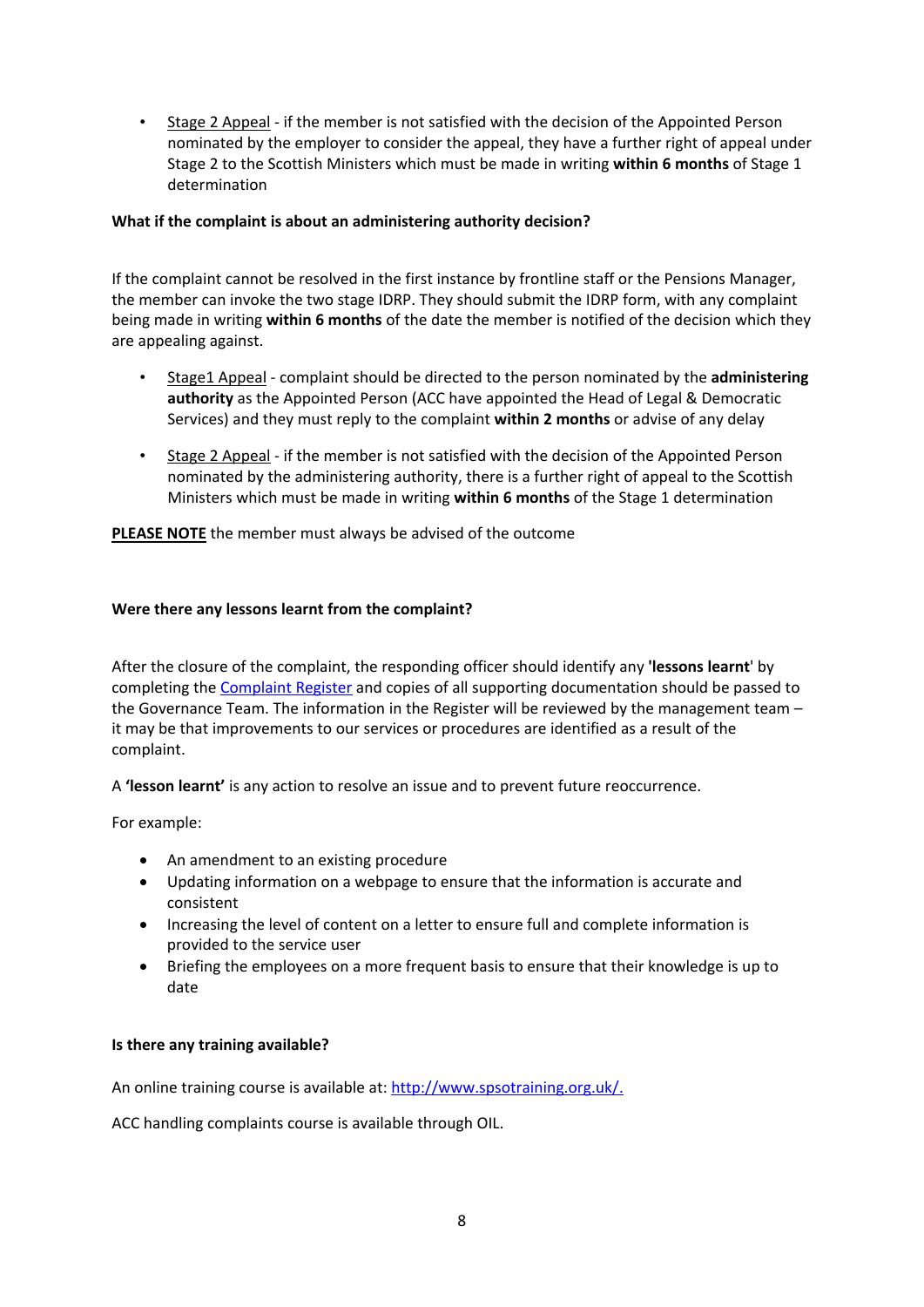- Stage 2 Appeal - if the member is not satisfied with the decision of the Appointed Person nominated by the employer to consider the appeal, they have a further right of appeal under Stage 2 to the Scottish Ministers which must be made in writing **within 6 months** of Stage 1 determination

**What if the complaint is about an administering authority decision?**

If the complaint cannot be resolved in the first instance by frontline staff or the Pensions Manager, the member can invoke the two stage IDRP. They should submit the IDRP form, with any complaint being made in writing **within 6 months** of the date the member is notified of the decision which they are appealing against.

- Stage1 Appeal - complaint should be directed to the person nominated by the **administering authority** as the Appointed Person (ACC have appointed the Head of Legal & Democratic Services) and they must reply to the complaint **within 2 months** or advise of any delay
- Stage 2 Appeal - if the member is not satisfied with the decision of the Appointed Person nominated by the administering authority, there is a further right of appeal to the Scottish Ministers which must be made in writing **within 6 months** of the Stage 1 determination

**PLEASE NOTE** the member must always be advised of the outcome

**Were there any lessons learnt from the complaint?**

After the closure of the complaint, the responding officer should identify any **'lessons learnt'** by completing the [Complaint Register] and copies of all supporting documentation should be passed to the Governance Team. The information in the Register will be reviewed by the management team – it may be that improvements to our services or procedures are identified as a result of the complaint.

A **'lesson learnt'** is any action to resolve an issue and to prevent future reoccurrence.

For example:

- An amendment to an existing procedure
- Updating information on a webpage to ensure that the information is accurate and consistent
- Increasing the level of content on a letter to ensure full and complete information is provided to the service user
- Briefing the employees on a more frequent basis to ensure that their knowledge is up to date

**Is there any training available?**

An online training course is available at: http://www.spsotraining.org.uk/.

ACC handling complaints course is available through OIL.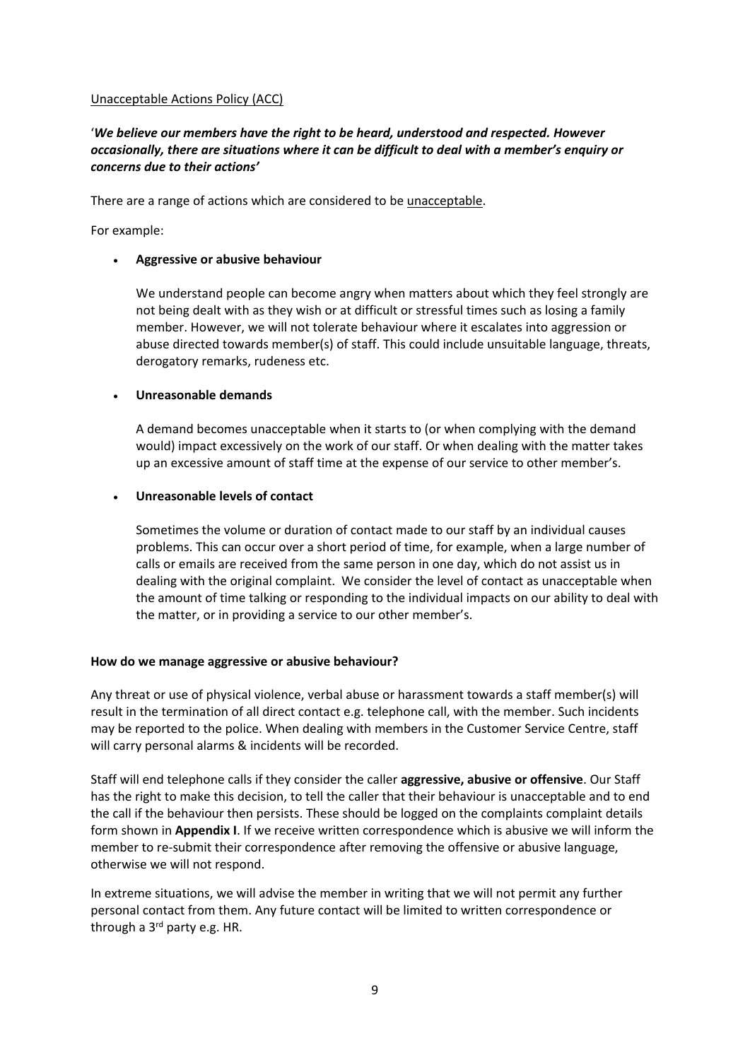Unacceptable Actions Policy (ACC)

'*We believe our members have the right to be heard, understood and respected. However occasionally, there are situations where it can be difficult to deal with a member's enquiry or concerns due to their actions'*

There are a range of actions which are considered to be unacceptable.

For example:

- **Aggressive or abusive behaviour**

  We understand people can become angry when matters about which they feel strongly are not being dealt with as they wish or at difficult or stressful times such as losing a family member. However, we will not tolerate behaviour where it escalates into aggression or abuse directed towards member(s) of staff. This could include unsuitable language, threats, derogatory remarks, rudeness etc.

- **Unreasonable demands**

  A demand becomes unacceptable when it starts to (or when complying with the demand would) impact excessively on the work of our staff. Or when dealing with the matter takes up an excessive amount of staff time at the expense of our service to other member's.

- **Unreasonable levels of contact**

  Sometimes the volume or duration of contact made to our staff by an individual causes problems. This can occur over a short period of time, for example, when a large number of calls or emails are received from the same person in one day, which do not assist us in dealing with the original complaint. We consider the level of contact as unacceptable when the amount of time talking or responding to the individual impacts on our ability to deal with the matter, or in providing a service to our other member's.

**How do we manage aggressive or abusive behaviour?**

Any threat or use of physical violence, verbal abuse or harassment towards a staff member(s) will result in the termination of all direct contact e.g. telephone call, with the member. Such incidents may be reported to the police. When dealing with members in the Customer Service Centre, staff will carry personal alarms & incidents will be recorded.

Staff will end telephone calls if they consider the caller **aggressive, abusive or offensive**. Our Staff has the right to make this decision, to tell the caller that their behaviour is unacceptable and to end the call if the behaviour then persists. These should be logged on the complaints complaint details form shown in **Appendix I**. If we receive written correspondence which is abusive we will inform the member to re-submit their correspondence after removing the offensive or abusive language, otherwise we will not respond.

In extreme situations, we will advise the member in writing that we will not permit any further personal contact from them. Any future contact will be limited to written correspondence or through a 3rd party e.g. HR.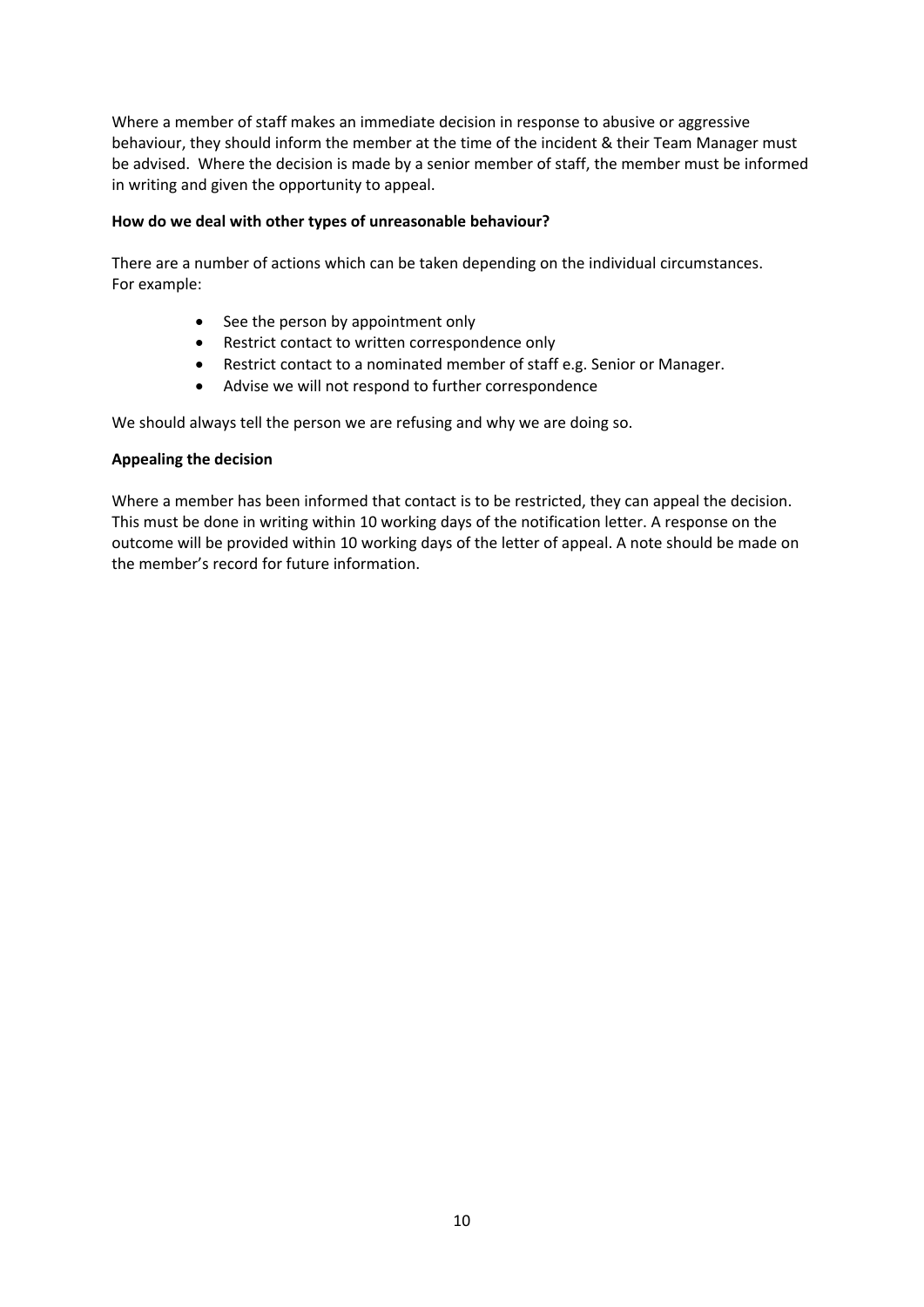Where a member of staff makes an immediate decision in response to abusive or aggressive behaviour, they should inform the member at the time of the incident & their Team Manager must be advised. Where the decision is made by a senior member of staff, the member must be informed in writing and given the opportunity to appeal.

**How do we deal with other types of unreasonable behaviour?**

There are a number of actions which can be taken depending on the individual circumstances. For example:

- See the person by appointment only
- Restrict contact to written correspondence only
- Restrict contact to a nominated member of staff e.g. Senior or Manager.
- Advise we will not respond to further correspondence

We should always tell the person we are refusing and why we are doing so.

**Appealing the decision**

Where a member has been informed that contact is to be restricted, they can appeal the decision. This must be done in writing within 10 working days of the notification letter. A response on the outcome will be provided within 10 working days of the letter of appeal. A note should be made on the member's record for future information.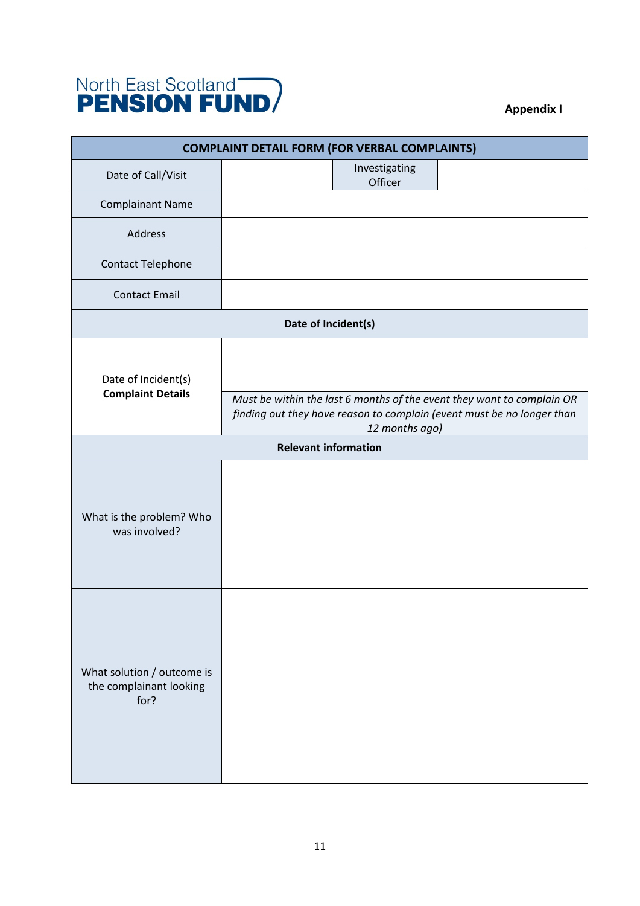North East Scotland **PENSION FUND**

**Appendix I**

| COMPLAINT DETAIL FORM (FOR VERBAL COMPLAINTS) | | | |
|---|---|---|---|
| Date of Call/Visit | | Investigating Officer | |
| Complainant Name | | | |
| Address | | | |
| Contact Telephone | | | |
| Contact Email | | | |
| **Date of Incident(s)** | | | |
| Date of Incident(s) **Complaint Details** | *Must be within the last 6 months of the event they want to complain OR finding out they have reason to complain (event must be no longer than 12 months ago)* | | |
| **Relevant information** | | | |
| What is the problem? Who was involved? | | | |
| What solution / outcome is the complainant looking for? | | | |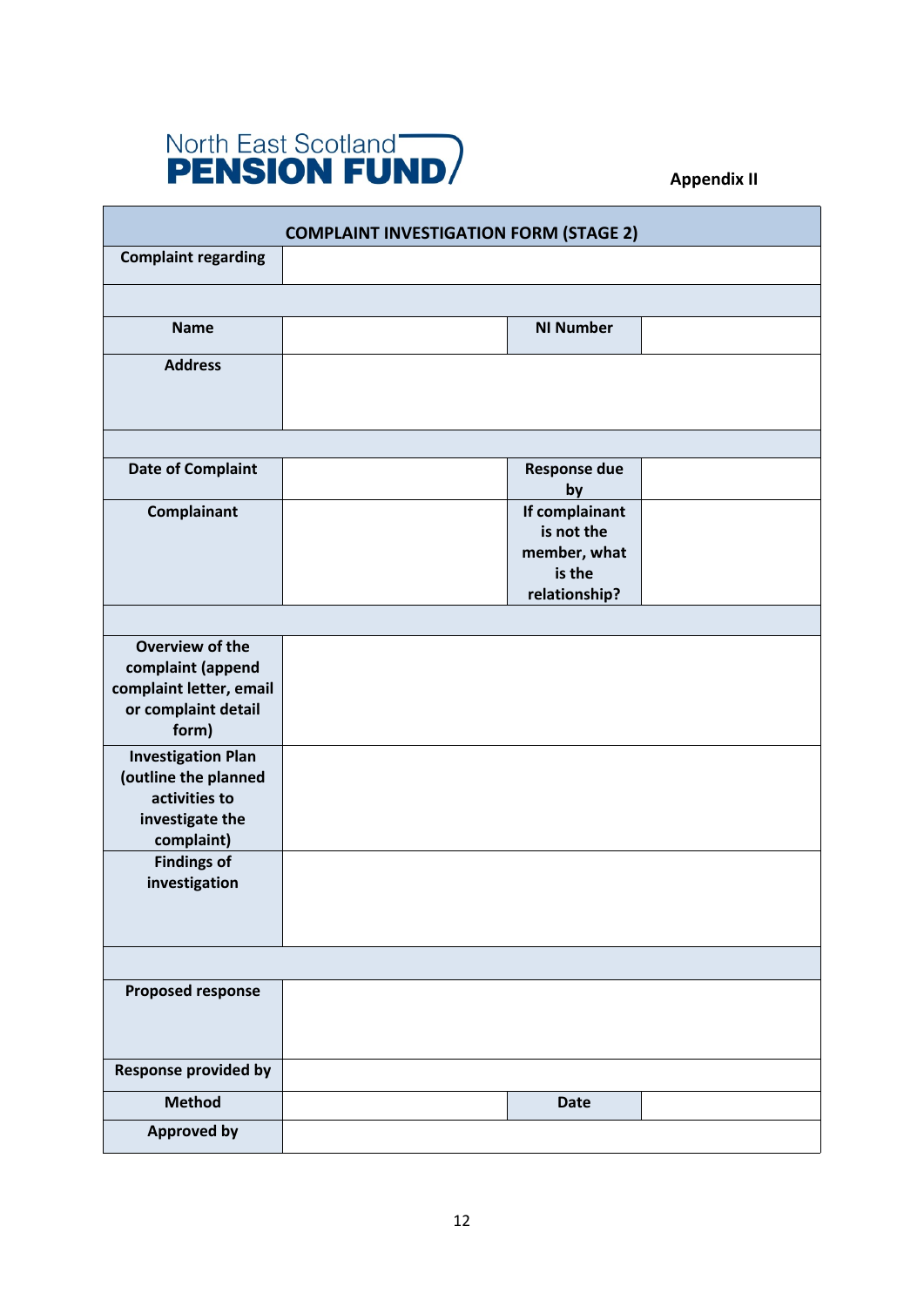North East Scotland
**PENSION FUND**

**Appendix II**

| COMPLAINT INVESTIGATION FORM (STAGE 2) | | | |
|---|---|---|---|
| **Complaint regarding** | | | |
| | | | |
| **Name** | | **NI Number** | |
| **Address** | | | |
| | | | |
| **Date of Complaint** | | **Response due by** | |
| **Complainant** | | **If complainant is not the member, what is the relationship?** | |
| | | | |
| **Overview of the complaint (append complaint letter, email or complaint detail form)** | | | |
| **Investigation Plan (outline the planned activities to investigate the complaint)** | | | |
| **Findings of investigation** | | | |
| | | | |
| **Proposed response** | | | |
| **Response provided by** | | | |
| **Method** | | **Date** | |
| **Approved by** | | | |